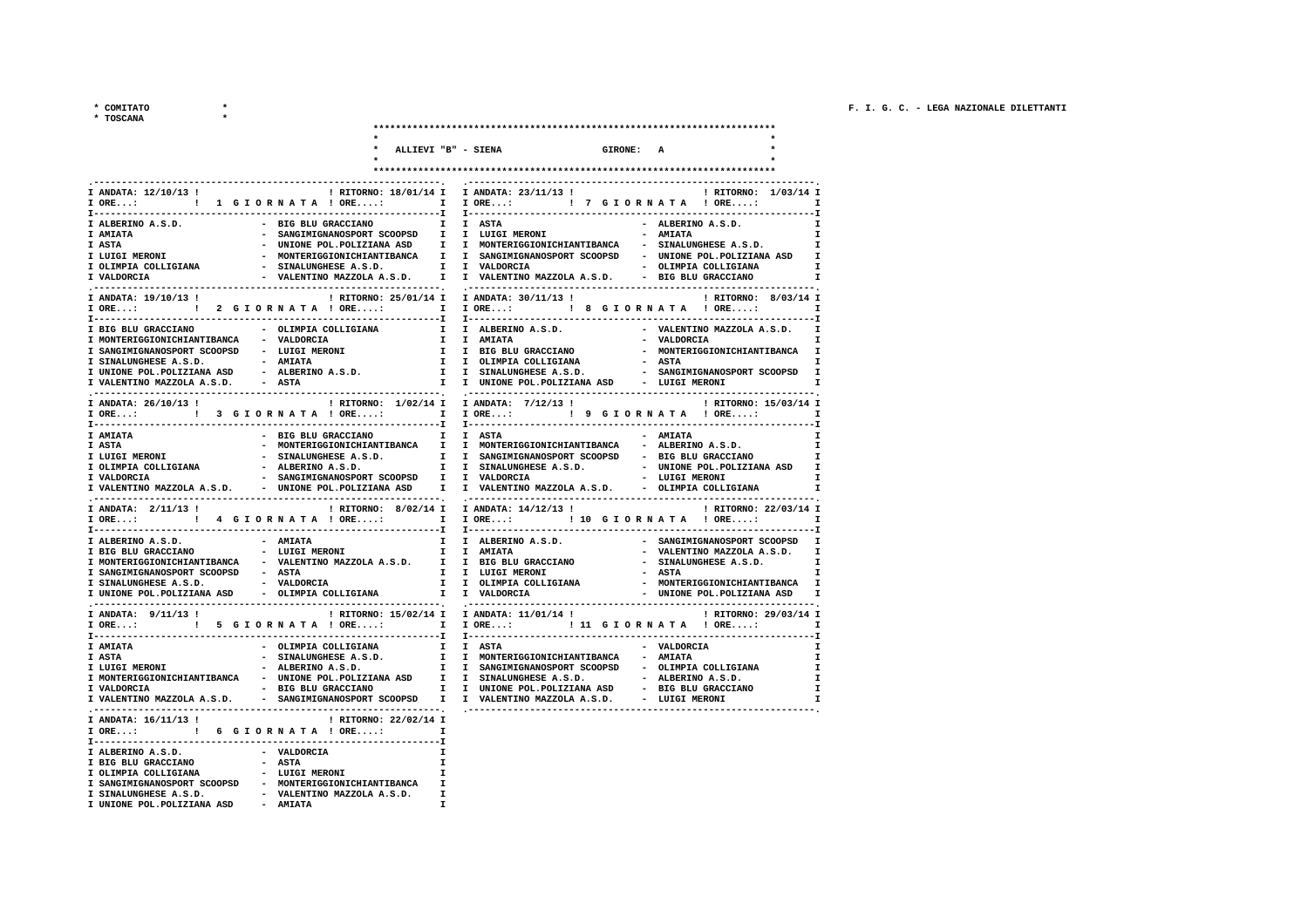* COMITATO *
* TOSCANA *

F. I. G. C. - LEGA NAZIONALE DILETTANTI

**ALLIEVI "B" - SIENA GIRONE: A**

### 1 GIORNATA — ANDATA: 12/10/13 — RITORNO: 18/01/14

| | |
|---|---|
| ALBERINO A.S.D. | BIG BLU GRACCIANO |
| AMIATA | SANGIMIGNANOSPORT SCOOPSD |
| ASTA | UNIONE POL.POLIZIANA ASD |
| LUIGI MERONI | MONTERIGGIONICHIANTIBANCA |
| OLIMPIA COLLIGIANA | SINALUNGHESE A.S.D. |
| VALDORCIA | VALENTINO MAZZOLA A.S.D. |

### 2 GIORNATA — ANDATA: 19/10/13 — RITORNO: 25/01/14

| | |
|---|---|
| BIG BLU GRACCIANO | OLIMPIA COLLIGIANA |
| MONTERIGGIONICHIANTIBANCA | VALDORCIA |
| SANGIMIGNANOSPORT SCOOPSD | LUIGI MERONI |
| SINALUNGHESE A.S.D. | AMIATA |
| UNIONE POL.POLIZIANA ASD | ALBERINO A.S.D. |
| VALENTINO MAZZOLA A.S.D. | ASTA |

### 3 GIORNATA — ANDATA: 26/10/13 — RITORNO: 1/02/14

| | |
|---|---|
| AMIATA | BIG BLU GRACCIANO |
| ASTA | MONTERIGGIONICHIANTIBANCA |
| LUIGI MERONI | SINALUNGHESE A.S.D. |
| OLIMPIA COLLIGIANA | ALBERINO A.S.D. |
| VALDORCIA | SANGIMIGNANOSPORT SCOOPSD |
| VALENTINO MAZZOLA A.S.D. | UNIONE POL.POLIZIANA ASD |

### 4 GIORNATA — ANDATA: 2/11/13 — RITORNO: 8/02/14

| | |
|---|---|
| ALBERINO A.S.D. | AMIATA |
| BIG BLU GRACCIANO | LUIGI MERONI |
| MONTERIGGIONICHIANTIBANCA | VALENTINO MAZZOLA A.S.D. |
| SANGIMIGNANOSPORT SCOOPSD | ASTA |
| SINALUNGHESE A.S.D. | VALDORCIA |
| UNIONE POL.POLIZIANA ASD | OLIMPIA COLLIGIANA |

### 5 GIORNATA — ANDATA: 9/11/13 — RITORNO: 15/02/14

| | |
|---|---|
| AMIATA | OLIMPIA COLLIGIANA |
| ASTA | SINALUNGHESE A.S.D. |
| LUIGI MERONI | ALBERINO A.S.D. |
| MONTERIGGIONICHIANTIBANCA | UNIONE POL.POLIZIANA ASD |
| VALDORCIA | BIG BLU GRACCIANO |
| VALENTINO MAZZOLA A.S.D. | SANGIMIGNANOSPORT SCOOPSD |

### 6 GIORNATA — ANDATA: 16/11/13 — RITORNO: 22/02/14

| | |
|---|---|
| ALBERINO A.S.D. | VALDORCIA |
| BIG BLU GRACCIANO | ASTA |
| OLIMPIA COLLIGIANA | LUIGI MERONI |
| SANGIMIGNANOSPORT SCOOPSD | MONTERIGGIONICHIANTIBANCA |
| SINALUNGHESE A.S.D. | VALENTINO MAZZOLA A.S.D. |
| UNIONE POL.POLIZIANA ASD | AMIATA |

### 7 GIORNATA — ANDATA: 23/11/13 — RITORNO: 1/03/14

| | |
|---|---|
| ASTA | ALBERINO A.S.D. |
| LUIGI MERONI | AMIATA |
| MONTERIGGIONICHIANTIBANCA | SINALUNGHESE A.S.D. |
| SANGIMIGNANOSPORT SCOOPSD | UNIONE POL.POLIZIANA ASD |
| VALDORCIA | OLIMPIA COLLIGIANA |
| VALENTINO MAZZOLA A.S.D. | BIG BLU GRACCIANO |

### 8 GIORNATA — ANDATA: 30/11/13 — RITORNO: 8/03/14

| | |
|---|---|
| ALBERINO A.S.D. | VALENTINO MAZZOLA A.S.D. |
| AMIATA | VALDORCIA |
| BIG BLU GRACCIANO | MONTERIGGIONICHIANTIBANCA |
| OLIMPIA COLLIGIANA | ASTA |
| SINALUNGHESE A.S.D. | SANGIMIGNANOSPORT SCOOPSD |
| UNIONE POL.POLIZIANA ASD | LUIGI MERONI |

### 9 GIORNATA — ANDATA: 7/12/13 — RITORNO: 15/03/14

| | |
|---|---|
| ASTA | AMIATA |
| MONTERIGGIONICHIANTIBANCA | ALBERINO A.S.D. |
| SANGIMIGNANOSPORT SCOOPSD | BIG BLU GRACCIANO |
| SINALUNGHESE A.S.D. | UNIONE POL.POLIZIANA ASD |
| VALDORCIA | LUIGI MERONI |
| VALENTINO MAZZOLA A.S.D. | OLIMPIA COLLIGIANA |

### 10 GIORNATA — ANDATA: 14/12/13 — RITORNO: 22/03/14

| | |
|---|---|
| ALBERINO A.S.D. | SANGIMIGNANOSPORT SCOOPSD |
| AMIATA | VALENTINO MAZZOLA A.S.D. |
| BIG BLU GRACCIANO | SINALUNGHESE A.S.D. |
| LUIGI MERONI | ASTA |
| OLIMPIA COLLIGIANA | MONTERIGGIONICHIANTIBANCA |
| VALDORCIA | UNIONE POL.POLIZIANA ASD |

### 11 GIORNATA — ANDATA: 11/01/14 — RITORNO: 29/03/14

| | |
|---|---|
| ASTA | VALDORCIA |
| MONTERIGGIONICHIANTIBANCA | AMIATA |
| SANGIMIGNANOSPORT SCOOPSD | OLIMPIA COLLIGIANA |
| SINALUNGHESE A.S.D. | ALBERINO A.S.D. |
| UNIONE POL.POLIZIANA ASD | BIG BLU GRACCIANO |
| VALENTINO MAZZOLA A.S.D. | LUIGI MERONI |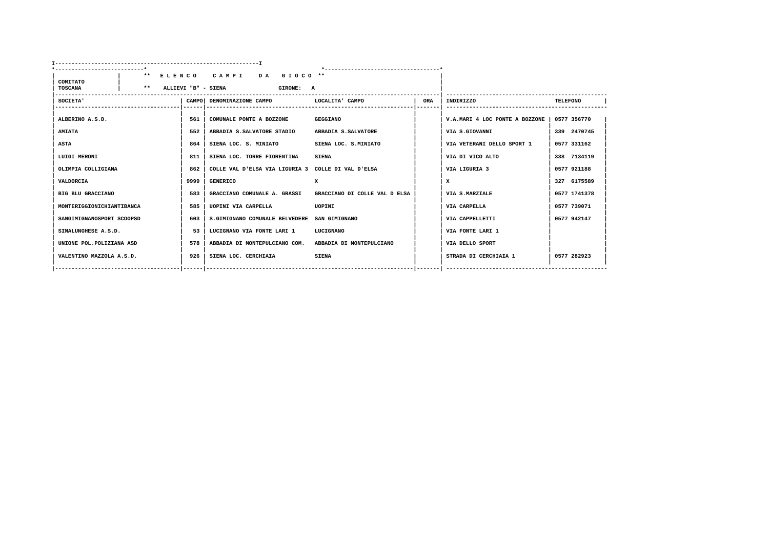COMITATO TOSCANA

**\*\* E L E N C O   C A M P I   D A   G I O C O \*\***

**\*\* ALLIEVI "B" - SIENA   GIRONE: A**

| SOCIETA' | CAMPO | DENOMINAZIONE CAMPO | LOCALITA' CAMPO | ORA | INDIRIZZO | TELEFONO |
|---|---|---|---|---|---|---|
| ALBERINO A.S.D. | 561 | COMUNALE PONTE A BOZZONE | GEGGIANO | | V.A.MARI 4 LOC PONTE A BOZZONE | 0577 356770 |
| AMIATA | 552 | ABBADIA S.SALVATORE STADIO | ABBADIA S.SALVATORE | | VIA S.GIOVANNI | 339 2470745 |
| ASTA | 864 | SIENA LOC. S. MINIATO | SIENA LOC. S.MINIATO | | VIA VETERANI DELLO SPORT 1 | 0577 331162 |
| LUIGI MERONI | 811 | SIENA LOC. TORRE FIORENTINA | SIENA | | VIA DI VICO ALTO | 338 7134119 |
| OLIMPIA COLLIGIANA | 862 | COLLE VAL D'ELSA VIA LIGURIA 3 | COLLE DI VAL D'ELSA | | VIA LIGURIA 3 | 0577 921188 |
| VALDORCIA | 9999 | GENERICO | X | | X | 327 6175589 |
| BIG BLU GRACCIANO | 583 | GRACCIANO COMUNALE A. GRASSI | GRACCIANO DI COLLE VAL D ELSA | | VIA S.MARZIALE | 0577 1741378 |
| MONTERIGGIONICHIANTIBANCA | 585 | UOPINI VIA CARPELLA | UOPINI | | VIA CARPELLA | 0577 739071 |
| SANGIMIGNANOSPORT SCOOPSD | 603 | S.GIMIGNANO COMUNALE BELVEDERE | SAN GIMIGNANO | | VIA CAPPELLETTI | 0577 942147 |
| SINALUNGHESE A.S.D. | 53 | LUCIGNANO VIA FONTE LARI 1 | LUCIGNANO | | VIA FONTE LARI 1 | |
| UNIONE POL.POLIZIANA ASD | 578 | ABBADIA DI MONTEPULCIANO COM. | ABBADIA DI MONTEPULCIANO | | VIA DELLO SPORT | |
| VALENTINO MAZZOLA A.S.D. | 926 | SIENA LOC. CERCHIAIA | SIENA | | STRADA DI CERCHIAIA 1 | 0577 282923 |